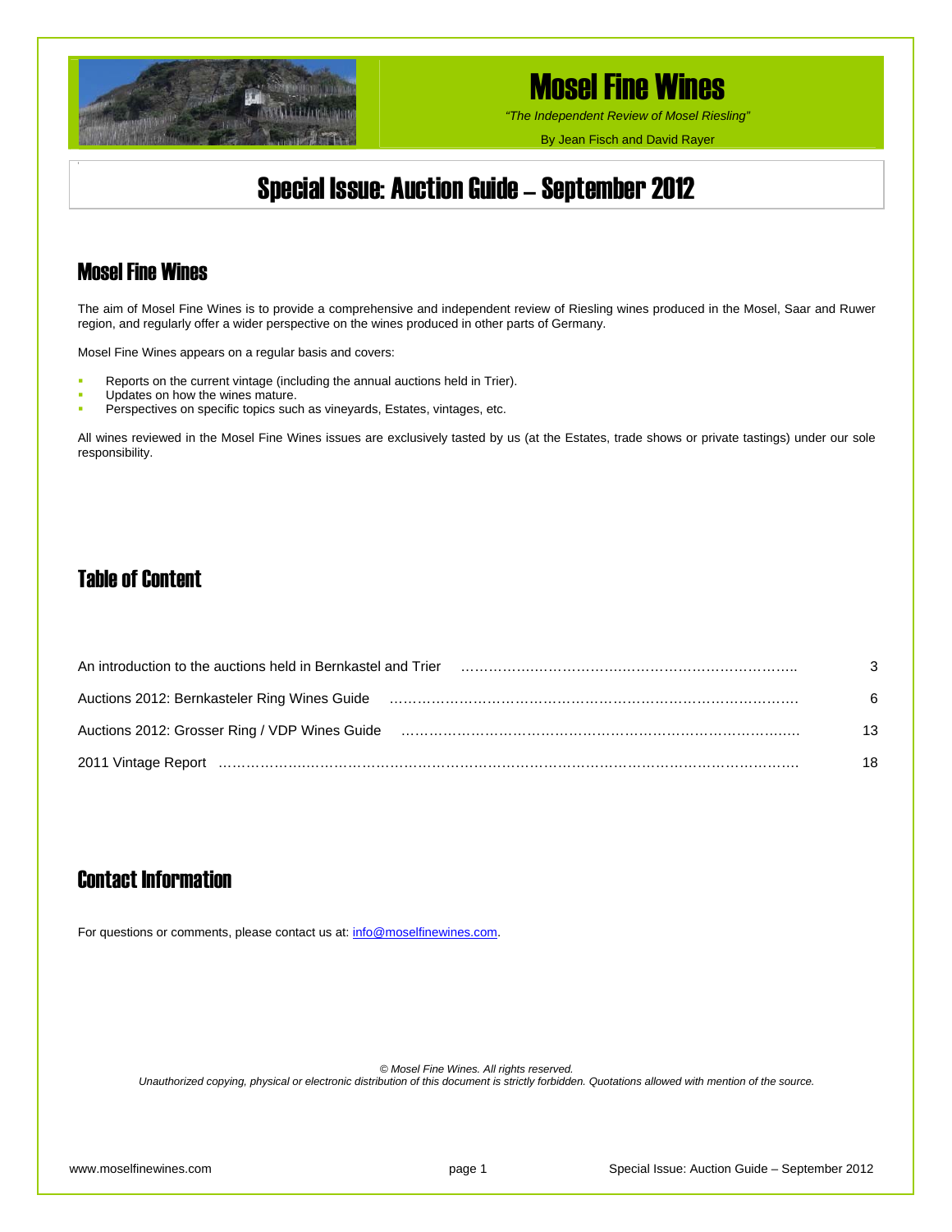# Mosel Fine Wines

*"The Independent Review of Mosel Riesling"*

By Jean Fisch and David Rayer

# Special Issue: Auction Guide – September 2012

## Mosel Fine Wines

The aim of Mosel Fine Wines is to provide a comprehensive and independent review of Riesling wines produced in the Mosel, Saar and Ruwer region, and regularly offer a wider perspective on the wines produced in other parts of Germany.

Mosel Fine Wines appears on a regular basis and covers:

- Reports on the current vintage (including the annual auctions held in Trier).
- Updates on how the wines mature.
- Perspectives on specific topics such as vineyards, Estates, vintages, etc.

All wines reviewed in the Mosel Fine Wines issues are exclusively tasted by us (at the Estates, trade shows or private tastings) under our sole responsibility.

## Table of Content

| | |
|---|---|
| An introduction to the auctions held in Bernkastel and Trier | 3 |
| Auctions 2012: Bernkasteler Ring Wines Guide | 6 |
| Auctions 2012: Grosser Ring / VDP Wines Guide | 13 |
| 2011 Vintage Report | 18 |

## Contact Information

For questions or comments, please contact us at: info@moselfinewines.com.

*© Mosel Fine Wines. All rights reserved.*
*Unauthorized copying, physical or electronic distribution of this document is strictly forbidden. Quotations allowed with mention of the source.*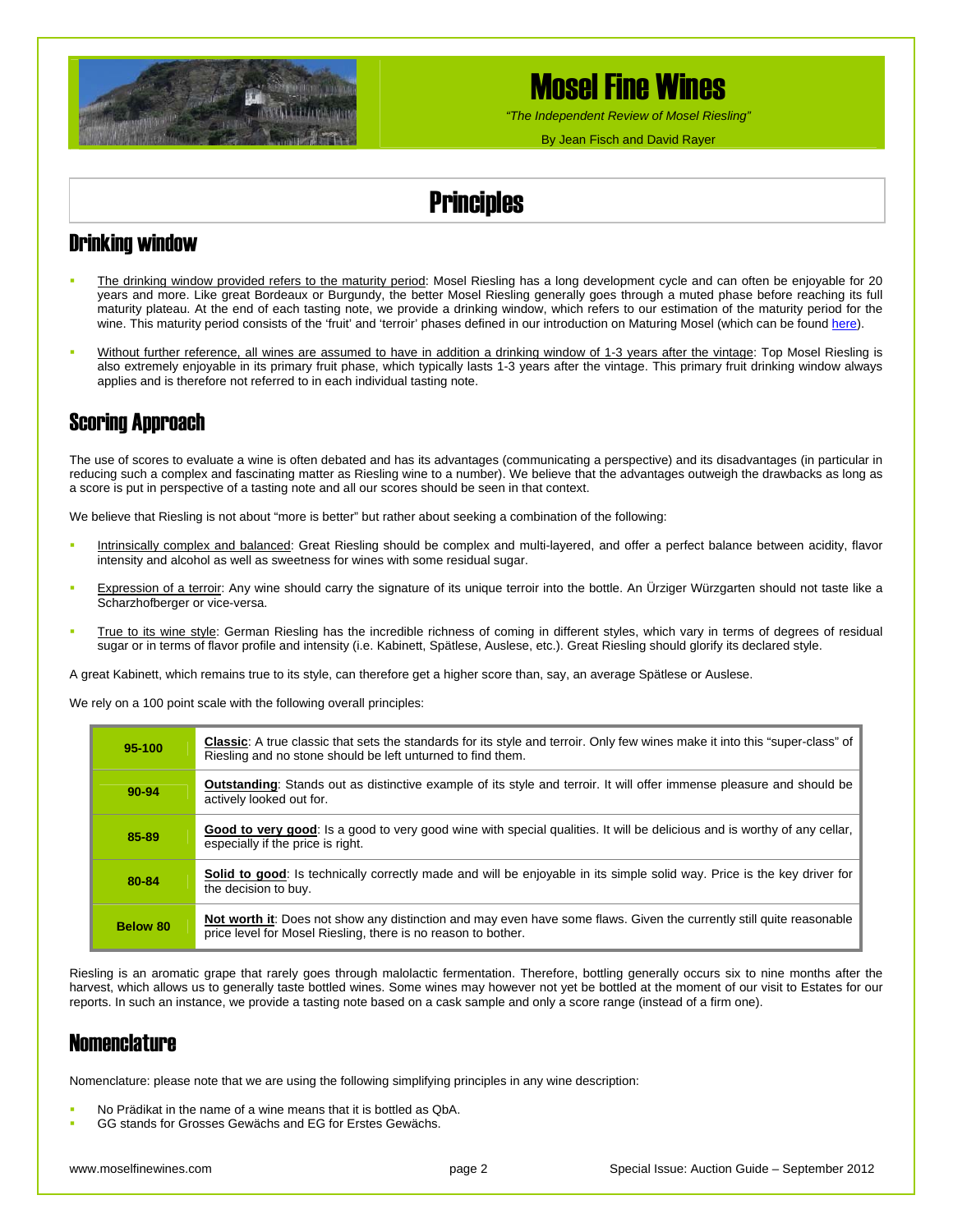# Principles

## Drinking window

- The drinking window provided refers to the maturity period: Mosel Riesling has a long development cycle and can often be enjoyable for 20 years and more. Like great Bordeaux or Burgundy, the better Mosel Riesling generally goes through a muted phase before reaching its full maturity plateau. At the end of each tasting note, we provide a drinking window, which refers to our estimation of the maturity period for the wine. This maturity period consists of the 'fruit' and 'terroir' phases defined in our introduction on Maturing Mosel (which can be found here).
- Without further reference, all wines are assumed to have in addition a drinking window of 1-3 years after the vintage: Top Mosel Riesling is also extremely enjoyable in its primary fruit phase, which typically lasts 1-3 years after the vintage. This primary fruit drinking window always applies and is therefore not referred to in each individual tasting note.

## Scoring Approach

The use of scores to evaluate a wine is often debated and has its advantages (communicating a perspective) and its disadvantages (in particular in reducing such a complex and fascinating matter as Riesling wine to a number). We believe that the advantages outweigh the drawbacks as long as a score is put in perspective of a tasting note and all our scores should be seen in that context.

We believe that Riesling is not about "more is better" but rather about seeking a combination of the following:

- Intrinsically complex and balanced: Great Riesling should be complex and multi-layered, and offer a perfect balance between acidity, flavor intensity and alcohol as well as sweetness for wines with some residual sugar.
- Expression of a terroir: Any wine should carry the signature of its unique terroir into the bottle. An Ürziger Würzgarten should not taste like a Scharzhofberger or vice-versa.
- True to its wine style: German Riesling has the incredible richness of coming in different styles, which vary in terms of degrees of residual sugar or in terms of flavor profile and intensity (i.e. Kabinett, Spätlese, Auslese, etc.). Great Riesling should glorify its declared style.

A great Kabinett, which remains true to its style, can therefore get a higher score than, say, an average Spätlese or Auslese.

We rely on a 100 point scale with the following overall principles:

| Score | Description |
|---|---|
| **95-100** | **Classic**: A true classic that sets the standards for its style and terroir. Only few wines make it into this "super-class" of Riesling and no stone should be left unturned to find them. |
| **90-94** | **Outstanding**: Stands out as distinctive example of its style and terroir. It will offer immense pleasure and should be actively looked out for. |
| **85-89** | **Good to very good**: Is a good to very good wine with special qualities. It will be delicious and is worthy of any cellar, especially if the price is right. |
| **80-84** | **Solid to good**: Is technically correctly made and will be enjoyable in its simple solid way. Price is the key driver for the decision to buy. |
| **Below 80** | **Not worth it**: Does not show any distinction and may even have some flaws. Given the currently still quite reasonable price level for Mosel Riesling, there is no reason to bother. |

Riesling is an aromatic grape that rarely goes through malolactic fermentation. Therefore, bottling generally occurs six to nine months after the harvest, which allows us to generally taste bottled wines. Some wines may however not yet be bottled at the moment of our visit to Estates for our reports. In such an instance, we provide a tasting note based on a cask sample and only a score range (instead of a firm one).

## Nomenclature

Nomenclature: please note that we are using the following simplifying principles in any wine description:

- No Prädikat in the name of a wine means that it is bottled as QbA.
- GG stands for Grosses Gewächs and EG for Erstes Gewächs.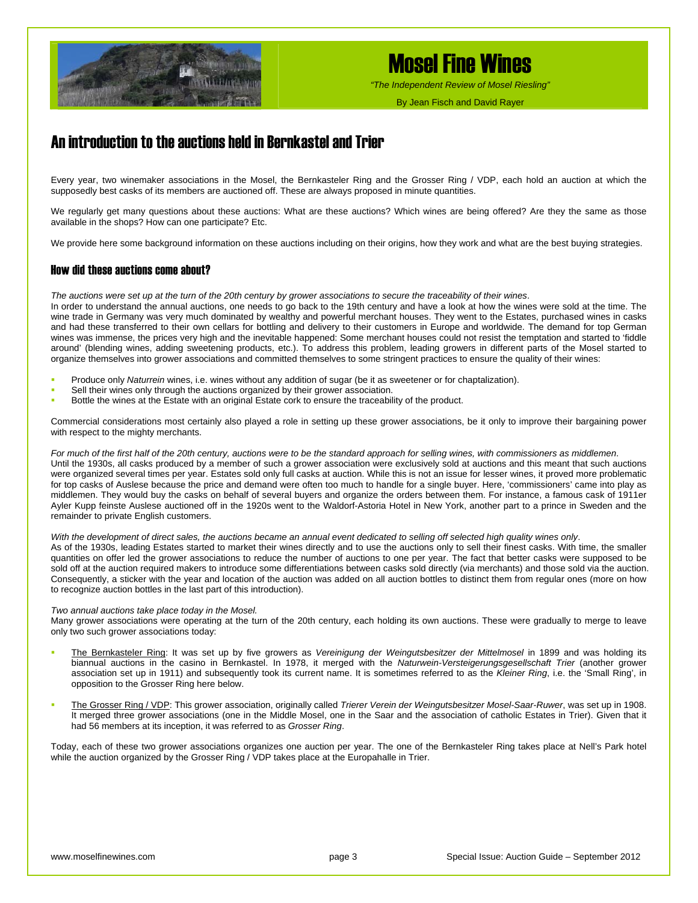## An introduction to the auctions held in Bernkastel and Trier

Every year, two winemaker associations in the Mosel, the Bernkasteler Ring and the Grosser Ring / VDP, each hold an auction at which the supposedly best casks of its members are auctioned off. These are always proposed in minute quantities.

We regularly get many questions about these auctions: What are these auctions? Which wines are being offered? Are they the same as those available in the shops? How can one participate? Etc.

We provide here some background information on these auctions including on their origins, how they work and what are the best buying strategies.

### How did these auctions come about?

*The auctions were set up at the turn of the 20th century by grower associations to secure the traceability of their wines*.
In order to understand the annual auctions, one needs to go back to the 19th century and have a look at how the wines were sold at the time. The wine trade in Germany was very much dominated by wealthy and powerful merchant houses. They went to the Estates, purchased wines in casks and had these transferred to their own cellars for bottling and delivery to their customers in Europe and worldwide. The demand for top German wines was immense, the prices very high and the inevitable happened: Some merchant houses could not resist the temptation and started to 'fiddle around' (blending wines, adding sweetening products, etc.). To address this problem, leading growers in different parts of the Mosel started to organize themselves into grower associations and committed themselves to some stringent practices to ensure the quality of their wines:

- Produce only *Naturrein* wines, i.e. wines without any addition of sugar (be it as sweetener or for chaptalization).
- Sell their wines only through the auctions organized by their grower association.
- Bottle the wines at the Estate with an original Estate cork to ensure the traceability of the product.

Commercial considerations most certainly also played a role in setting up these grower associations, be it only to improve their bargaining power with respect to the mighty merchants.

*For much of the first half of the 20th century, auctions were to be the standard approach for selling wines, with commissioners as middlemen*.
Until the 1930s, all casks produced by a member of such a grower association were exclusively sold at auctions and this meant that such auctions were organized several times per year. Estates sold only full casks at auction. While this is not an issue for lesser wines, it proved more problematic for top casks of Auslese because the price and demand were often too much to handle for a single buyer. Here, 'commissioners' came into play as middlemen. They would buy the casks on behalf of several buyers and organize the orders between them. For instance, a famous cask of 1911er Ayler Kupp feinste Auslese auctioned off in the 1920s went to the Waldorf-Astoria Hotel in New York, another part to a prince in Sweden and the remainder to private English customers.

*With the development of direct sales, the auctions became an annual event dedicated to selling off selected high quality wines only*.
As of the 1930s, leading Estates started to market their wines directly and to use the auctions only to sell their finest casks. With time, the smaller quantities on offer led the grower associations to reduce the number of auctions to one per year. The fact that better casks were supposed to be sold off at the auction required makers to introduce some differentiations between casks sold directly (via merchants) and those sold via the auction. Consequently, a sticker with the year and location of the auction was added on all auction bottles to distinct them from regular ones (more on how to recognize auction bottles in the last part of this introduction).

*Two annual auctions take place today in the Mosel.*
Many grower associations were operating at the turn of the 20th century, each holding its own auctions. These were gradually to merge to leave only two such grower associations today:

- The Bernkasteler Ring: It was set up by five growers as *Vereinigung der Weingutsbesitzer der Mittelmosel* in 1899 and was holding its biannual auctions in the casino in Bernkastel. In 1978, it merged with the *Naturwein-Versteigerungsgesellschaft Trier* (another grower association set up in 1911) and subsequently took its current name. It is sometimes referred to as the *Kleiner Ring*, i.e. the 'Small Ring', in opposition to the Grosser Ring here below.

- The Grosser Ring / VDP: This grower association, originally called *Trierer Verein der Weingutsbesitzer Mosel-Saar-Ruwer*, was set up in 1908. It merged three grower associations (one in the Middle Mosel, one in the Saar and the association of catholic Estates in Trier). Given that it had 56 members at its inception, it was referred to as *Grosser Ring*.

Today, each of these two grower associations organizes one auction per year. The one of the Bernkasteler Ring takes place at Nell's Park hotel while the auction organized by the Grosser Ring / VDP takes place at the Europahalle in Trier.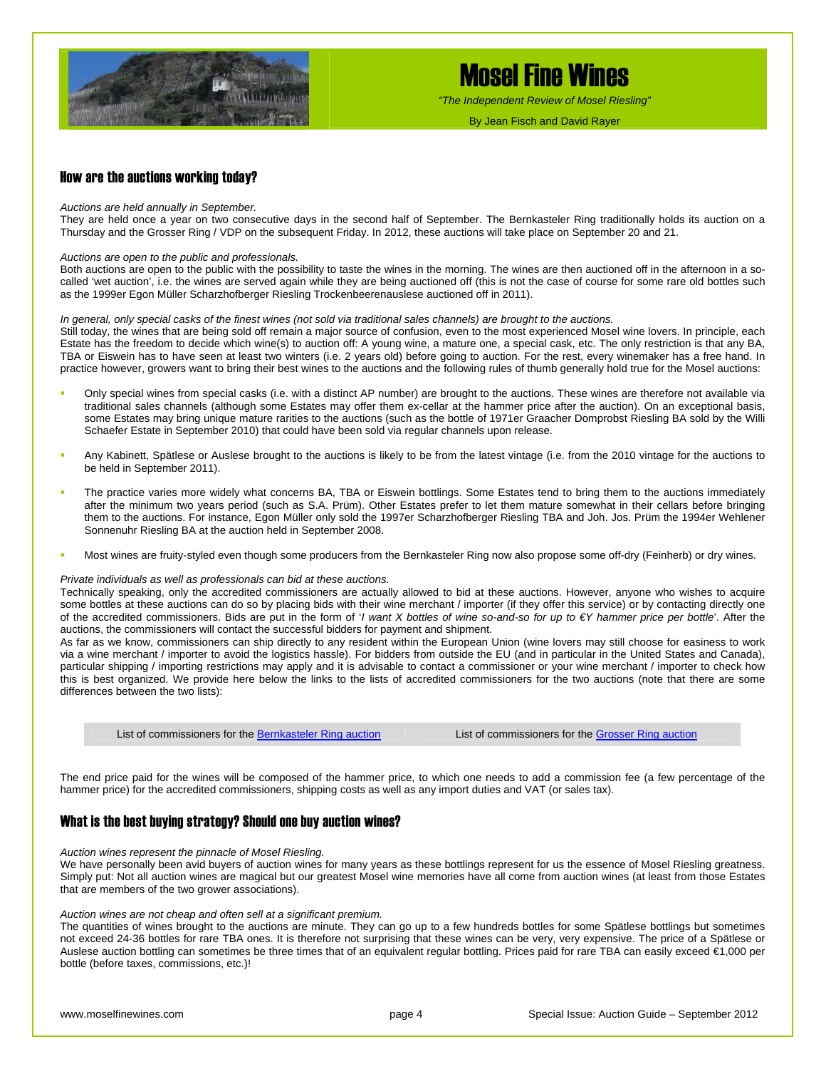## How are the auctions working today?

*Auctions are held annually in September.*

They are held once a year on two consecutive days in the second half of September. The Bernkasteler Ring traditionally holds its auction on a Thursday and the Grosser Ring / VDP on the subsequent Friday. In 2012, these auctions will take place on September 20 and 21.

*Auctions are open to the public and professionals.*

Both auctions are open to the public with the possibility to taste the wines in the morning. The wines are then auctioned off in the afternoon in a so-called 'wet auction', i.e. the wines are served again while they are being auctioned off (this is not the case of course for some rare old bottles such as the 1999er Egon Müller Scharzhofberger Riesling Trockenbeerenauslese auctioned off in 2011).

*In general, only special casks of the finest wines (not sold via traditional sales channels) are brought to the auctions.*

Still today, the wines that are being sold off remain a major source of confusion, even to the most experienced Mosel wine lovers. In principle, each Estate has the freedom to decide which wine(s) to auction off: A young wine, a mature one, a special cask, etc. The only restriction is that any BA, TBA or Eiswein has to have seen at least two winters (i.e. 2 years old) before going to auction. For the rest, every winemaker has a free hand. In practice however, growers want to bring their best wines to the auctions and the following rules of thumb generally hold true for the Mosel auctions:

- Only special wines from special casks (i.e. with a distinct AP number) are brought to the auctions. These wines are therefore not available via traditional sales channels (although some Estates may offer them ex-cellar at the hammer price after the auction). On an exceptional basis, some Estates may bring unique mature rarities to the auctions (such as the bottle of 1971er Graacher Domprobst Riesling BA sold by the Willi Schaefer Estate in September 2010) that could have been sold via regular channels upon release.
- Any Kabinett, Spätlese or Auslese brought to the auctions is likely to be from the latest vintage (i.e. from the 2010 vintage for the auctions to be held in September 2011).
- The practice varies more widely what concerns BA, TBA or Eiswein bottlings. Some Estates tend to bring them to the auctions immediately after the minimum two years period (such as S.A. Prüm). Other Estates prefer to let them mature somewhat in their cellars before bringing them to the auctions. For instance, Egon Müller only sold the 1997er Scharzhofberger Riesling TBA and Joh. Jos. Prüm the 1994er Wehlener Sonnenuhr Riesling BA at the auction held in September 2008.
- Most wines are fruity-styled even though some producers from the Bernkasteler Ring now also propose some off-dry (Feinherb) or dry wines.

*Private individuals as well as professionals can bid at these auctions.*

Technically speaking, only the accredited commissioners are actually allowed to bid at these auctions. However, anyone who wishes to acquire some bottles at these auctions can do so by placing bids with their wine merchant / importer (if they offer this service) or by contacting directly one of the accredited commissioners. Bids are put in the form of '*I want X bottles of wine so-and-so for up to €Y hammer price per bottle*'. After the auctions, the commissioners will contact the successful bidders for payment and shipment.

As far as we know, commissioners can ship directly to any resident within the European Union (wine lovers may still choose for easiness to work via a wine merchant / importer to avoid the logistics hassle). For bidders from outside the EU (and in particular in the United States and Canada), particular shipping / importing restrictions may apply and it is advisable to contact a commissioner or your wine merchant / importer to check how this is best organized. We provide here below the links to the lists of accredited commissioners for the two auctions (note that there are some differences between the two lists):

| List of commissioners for the Bernkasteler Ring auction | List of commissioners for the Grosser Ring auction |
|---|---|

The end price paid for the wines will be composed of the hammer price, to which one needs to add a commission fee (a few percentage of the hammer price) for the accredited commissioners, shipping costs as well as any import duties and VAT (or sales tax).

## What is the best buying strategy? Should one buy auction wines?

*Auction wines represent the pinnacle of Mosel Riesling.*

We have personally been avid buyers of auction wines for many years as these bottlings represent for us the essence of Mosel Riesling greatness. Simply put: Not all auction wines are magical but our greatest Mosel wine memories have all come from auction wines (at least from those Estates that are members of the two grower associations).

*Auction wines are not cheap and often sell at a significant premium.*

The quantities of wines brought to the auctions are minute. They can go up to a few hundreds bottles for some Spätlese bottlings but sometimes not exceed 24-36 bottles for rare TBA ones. It is therefore not surprising that these wines can be very, very expensive. The price of a Spätlese or Auslese auction bottling can sometimes be three times that of an equivalent regular bottling. Prices paid for rare TBA can easily exceed €1,000 per bottle (before taxes, commissions, etc.)!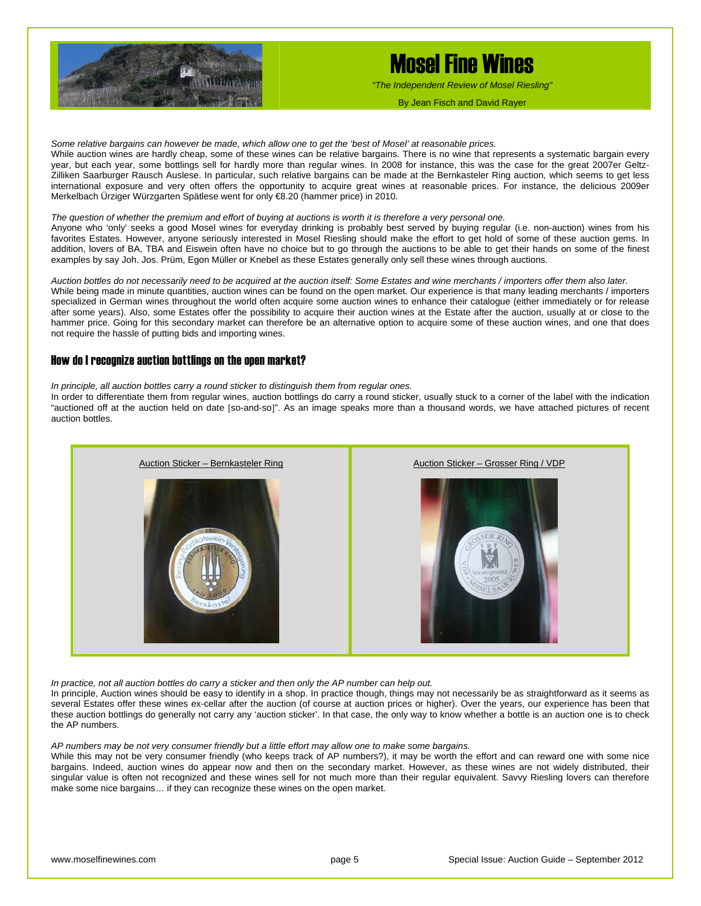*Some relative bargains can however be made, which allow one to get the 'best of Mosel' at reasonable prices.*
While auction wines are hardly cheap, some of these wines can be relative bargains. There is no wine that represents a systematic bargain every year, but each year, some bottlings sell for hardly more than regular wines. In 2008 for instance, this was the case for the great 2007er Geltz-Zilliken Saarburger Rausch Auslese. In particular, such relative bargains can be made at the Bernkasteler Ring auction, which seems to get less international exposure and very often offers the opportunity to acquire great wines at reasonable prices. For instance, the delicious 2009er Merkelbach Ürziger Würzgarten Spätlese went for only €8.20 (hammer price) in 2010.

*The question of whether the premium and effort of buying at auctions is worth it is therefore a very personal one.*
Anyone who 'only' seeks a good Mosel wines for everyday drinking is probably best served by buying regular (i.e. non-auction) wines from his favorites Estates. However, anyone seriously interested in Mosel Riesling should make the effort to get hold of some of these auction gems. In addition, lovers of BA, TBA and Eiswein often have no choice but to go through the auctions to be able to get their hands on some of the finest examples by say Joh. Jos. Prüm, Egon Müller or Knebel as these Estates generally only sell these wines through auctions.

*Auction bottles do not necessarily need to be acquired at the auction itself: Some Estates and wine merchants / importers offer them also later.*
While being made in minute quantities, auction wines can be found on the open market. Our experience is that many leading merchants / importers specialized in German wines throughout the world often acquire some auction wines to enhance their catalogue (either immediately or for release after some years). Also, some Estates offer the possibility to acquire their auction wines at the Estate after the auction, usually at or close to the hammer price. Going for this secondary market can therefore be an alternative option to acquire some of these auction wines, and one that does not require the hassle of putting bids and importing wines.

## How do I recognize auction bottlings on the open market?

*In principle, all auction bottles carry a round sticker to distinguish them from regular ones.*
In order to differentiate them from regular wines, auction bottlings do carry a round sticker, usually stuck to a corner of the label with the indication "auctioned off at the auction held on date [so-and-so]". As an image speaks more than a thousand words, we have attached pictures of recent auction bottles.

| Auction Sticker – Bernkasteler Ring | Auction Sticker – Grosser Ring / VDP |
|---|---|

*In practice, not all auction bottles do carry a sticker and then only the AP number can help out.*
In principle, Auction wines should be easy to identify in a shop. In practice though, things may not necessarily be as straightforward as it seems as several Estates offer these wines ex-cellar after the auction (of course at auction prices or higher). Over the years, our experience has been that these auction bottlings do generally not carry any 'auction sticker'. In that case, the only way to know whether a bottle is an auction one is to check the AP numbers.

*AP numbers may be not very consumer friendly but a little effort may allow one to make some bargains.*
While this may not be very consumer friendly (who keeps track of AP numbers?), it may be worth the effort and can reward one with some nice bargains. Indeed, auction wines do appear now and then on the secondary market. However, as these wines are not widely distributed, their singular value is often not recognized and these wines sell for not much more than their regular equivalent. Savvy Riesling lovers can therefore make some nice bargains… if they can recognize these wines on the open market.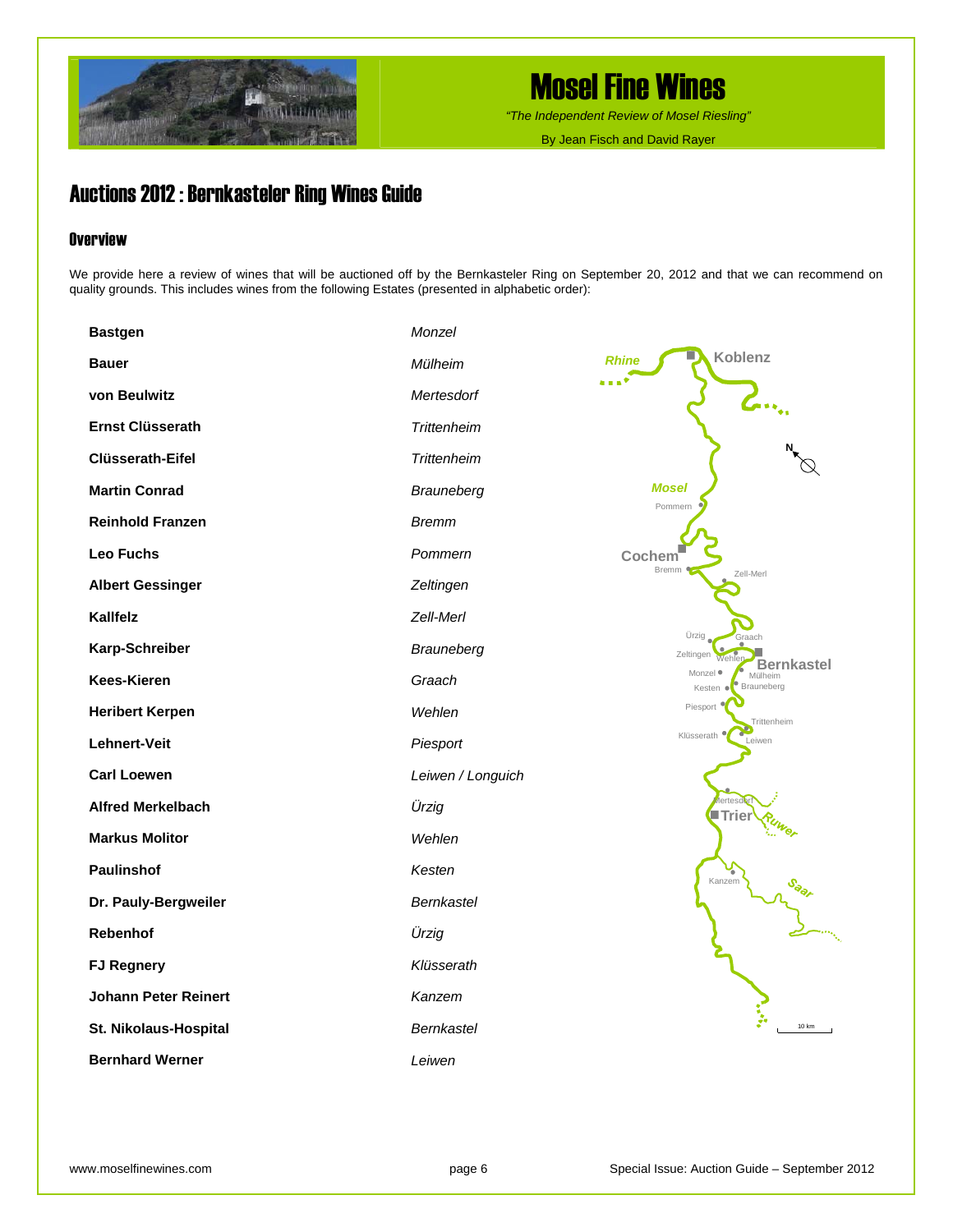## Auctions 2012 : Bernkasteler Ring Wines Guide

### Overview

We provide here a review of wines that will be auctioned off by the Bernkasteler Ring on September 20, 2012 and that we can recommend on quality grounds. This includes wines from the following Estates (presented in alphabetic order):

| | |
|---|---|
| **Bastgen** | *Monzel* |
| **Bauer** | *Mülheim* |
| **von Beulwitz** | *Mertesdorf* |
| **Ernst Clüsserath** | *Trittenheim* |
| **Clüsserath-Eifel** | *Trittenheim* |
| **Martin Conrad** | *Brauneberg* |
| **Reinhold Franzen** | *Bremm* |
| **Leo Fuchs** | *Pommern* |
| **Albert Gessinger** | *Zeltingen* |
| **Kallfelz** | *Zell-Merl* |
| **Karp-Schreiber** | *Brauneberg* |
| **Kees-Kieren** | *Graach* |
| **Heribert Kerpen** | *Wehlen* |
| **Lehnert-Veit** | *Piesport* |
| **Carl Loewen** | *Leiwen / Longuich* |
| **Alfred Merkelbach** | *Ürzig* |
| **Markus Molitor** | *Wehlen* |
| **Paulinshof** | *Kesten* |
| **Dr. Pauly-Bergweiler** | *Bernkastel* |
| **Rebenhof** | *Ürzig* |
| **FJ Regnery** | *Klüsserath* |
| **Johann Peter Reinert** | *Kanzem* |
| **St. Nikolaus-Hospital** | *Bernkastel* |
| **Bernhard Werner** | *Leiwen* |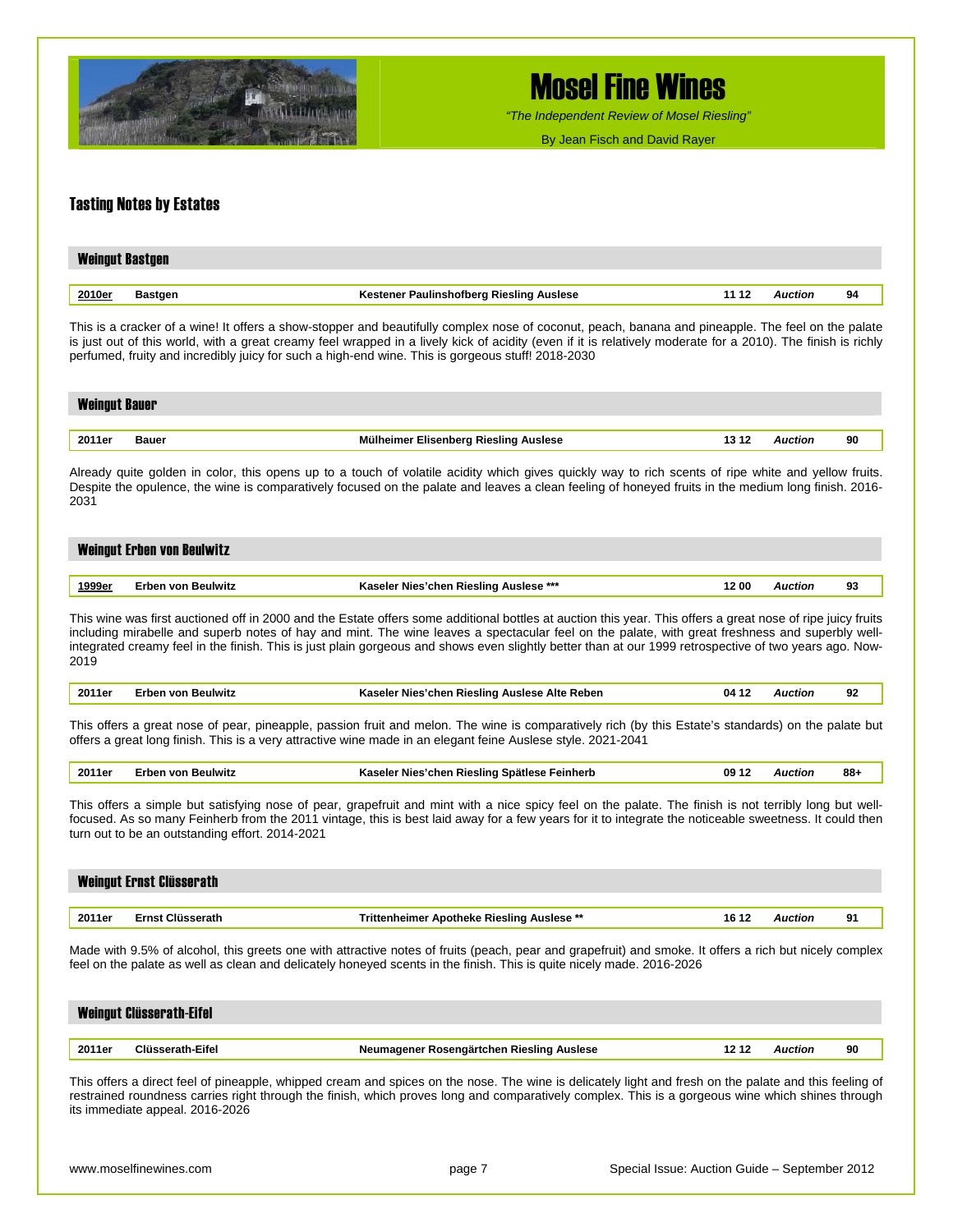## Tasting Notes by Estates

### Weingut Bastgen

| **2010er** | **Bastgen** | **Kestener Paulinshofberg Riesling Auslese** | **11 12** | ***Auction*** | **94** |
|---|---|---|---|---|---|

This is a cracker of a wine! It offers a show-stopper and beautifully complex nose of coconut, peach, banana and pineapple. The feel on the palate is just out of this world, with a great creamy feel wrapped in a lively kick of acidity (even if it is relatively moderate for a 2010). The finish is richly perfumed, fruity and incredibly juicy for such a high-end wine. This is gorgeous stuff! 2018-2030

### Weingut Bauer

| **2011er** | **Bauer** | **Mülheimer Elisenberg Riesling Auslese** | **13 12** | ***Auction*** | **90** |
|---|---|---|---|---|---|

Already quite golden in color, this opens up to a touch of volatile acidity which gives quickly way to rich scents of ripe white and yellow fruits. Despite the opulence, the wine is comparatively focused on the palate and leaves a clean feeling of honeyed fruits in the medium long finish. 2016-2031

### Weingut Erben von Beulwitz

| **1999er** | **Erben von Beulwitz** | **Kaseler Nies'chen Riesling Auslese *** ** | **12 00** | ***Auction*** | **93** |
|---|---|---|---|---|---|

This wine was first auctioned off in 2000 and the Estate offers some additional bottles at auction this year. This offers a great nose of ripe juicy fruits including mirabelle and superb notes of hay and mint. The wine leaves a spectacular feel on the palate, with great freshness and superbly well-integrated creamy feel in the finish. This is just plain gorgeous and shows even slightly better than at our 1999 retrospective of two years ago. Now-2019

| **2011er** | **Erben von Beulwitz** | **Kaseler Nies'chen Riesling Auslese Alte Reben** | **04 12** | ***Auction*** | **92** |
|---|---|---|---|---|---|

This offers a great nose of pear, pineapple, passion fruit and melon. The wine is comparatively rich (by this Estate's standards) on the palate but offers a great long finish. This is a very attractive wine made in an elegant feine Auslese style. 2021-2041

| **2011er** | **Erben von Beulwitz** | **Kaseler Nies'chen Riesling Spätlese Feinherb** | **09 12** | ***Auction*** | **88+** |
|---|---|---|---|---|---|

This offers a simple but satisfying nose of pear, grapefruit and mint with a nice spicy feel on the palate. The finish is not terribly long but well-focused. As so many Feinherb from the 2011 vintage, this is best laid away for a few years for it to integrate the noticeable sweetness. It could then turn out to be an outstanding effort. 2014-2021

### Weingut Ernst Clüsserath

| **2011er** | **Ernst Clüsserath** | **Trittenheimer Apotheke Riesling Auslese ** ** | **16 12** | ***Auction*** | **91** |
|---|---|---|---|---|---|

Made with 9.5% of alcohol, this greets one with attractive notes of fruits (peach, pear and grapefruit) and smoke. It offers a rich but nicely complex feel on the palate as well as clean and delicately honeyed scents in the finish. This is quite nicely made. 2016-2026

### Weingut Clüsserath-Eifel

| **2011er** | **Clüsserath-Eifel** | **Neumagener Rosengärtchen Riesling Auslese** | **12 12** | ***Auction*** | **90** |
|---|---|---|---|---|---|

This offers a direct feel of pineapple, whipped cream and spices on the nose. The wine is delicately light and fresh on the palate and this feeling of restrained roundness carries right through the finish, which proves long and comparatively complex. This is a gorgeous wine which shines through its immediate appeal. 2016-2026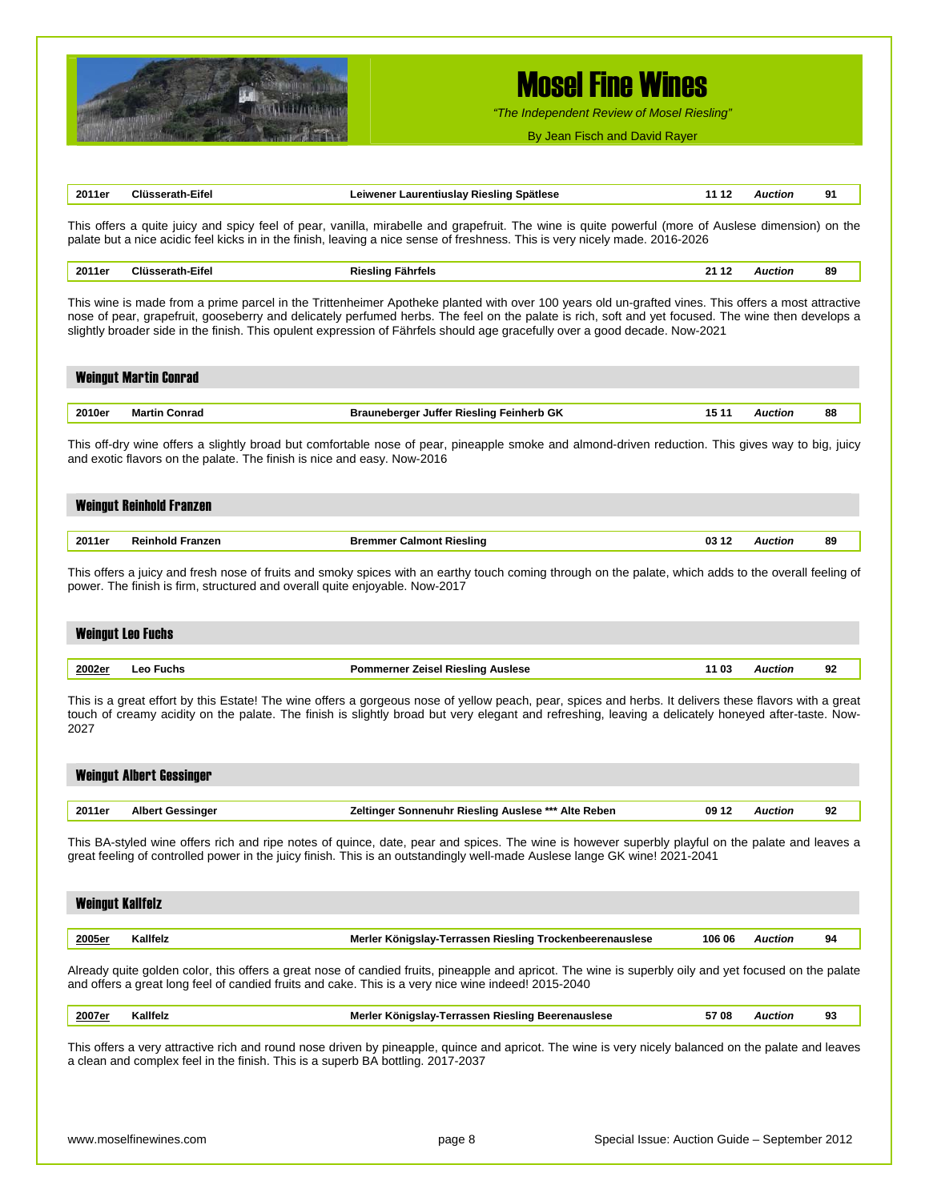| 2011er | Clüsserath-Eifel | Leiwener Laurentiuslay Riesling Spätlese | 11 12 | *Auction* | 91 |
|---|---|---|---|---|---|

This offers a quite juicy and spicy feel of pear, vanilla, mirabelle and grapefruit. The wine is quite powerful (more of Auslese dimension) on the palate but a nice acidic feel kicks in in the finish, leaving a nice sense of freshness. This is very nicely made. 2016-2026

| 2011er | Clüsserath-Eifel | Riesling Fährfels | 21 12 | *Auction* | 89 |
|---|---|---|---|---|---|

This wine is made from a prime parcel in the Trittenheimer Apotheke planted with over 100 years old un-grafted vines. This offers a most attractive nose of pear, grapefruit, gooseberry and delicately perfumed herbs. The feel on the palate is rich, soft and yet focused. The wine then develops a slightly broader side in the finish. This opulent expression of Fährfels should age gracefully over a good decade. Now-2021

## Weingut Martin Conrad

| 2010er | Martin Conrad | Brauneberger Juffer Riesling Feinherb GK | 15 11 | *Auction* | 88 |
|---|---|---|---|---|---|

This off-dry wine offers a slightly broad but comfortable nose of pear, pineapple smoke and almond-driven reduction. This gives way to big, juicy and exotic flavors on the palate. The finish is nice and easy. Now-2016

## Weingut Reinhold Franzen

| 2011er | Reinhold Franzen | Bremmer Calmont Riesling | 03 12 | *Auction* | 89 |
|---|---|---|---|---|---|

This offers a juicy and fresh nose of fruits and smoky spices with an earthy touch coming through on the palate, which adds to the overall feeling of power. The finish is firm, structured and overall quite enjoyable. Now-2017

## Weingut Leo Fuchs

| 2002er | Leo Fuchs | Pommerner Zeisel Riesling Auslese | 11 03 | *Auction* | 92 |
|---|---|---|---|---|---|

This is a great effort by this Estate! The wine offers a gorgeous nose of yellow peach, pear, spices and herbs. It delivers these flavors with a great touch of creamy acidity on the palate. The finish is slightly broad but very elegant and refreshing, leaving a delicately honeyed after-taste. Now-2027

## Weingut Albert Gessinger

| 2011er | Albert Gessinger | Zeltinger Sonnenuhr Riesling Auslese *** Alte Reben | 09 12 | *Auction* | 92 |
|---|---|---|---|---|---|

This BA-styled wine offers rich and ripe notes of quince, date, pear and spices. The wine is however superbly playful on the palate and leaves a great feeling of controlled power in the juicy finish. This is an outstandingly well-made Auslese lange GK wine! 2021-2041

## Weingut Kallfelz

| 2005er | Kallfelz | Merler Königslay-Terrassen Riesling Trockenbeerenauslese | 106 06 | *Auction* | 94 |
|---|---|---|---|---|---|

Already quite golden color, this offers a great nose of candied fruits, pineapple and apricot. The wine is superbly oily and yet focused on the palate and offers a great long feel of candied fruits and cake. This is a very nice wine indeed! 2015-2040

| 2007er | Kallfelz | Merler Königslay-Terrassen Riesling Beerenauslese | 57 08 | *Auction* | 93 |
|---|---|---|---|---|---|

This offers a very attractive rich and round nose driven by pineapple, quince and apricot. The wine is very nicely balanced on the palate and leaves a clean and complex feel in the finish. This is a superb BA bottling. 2017-2037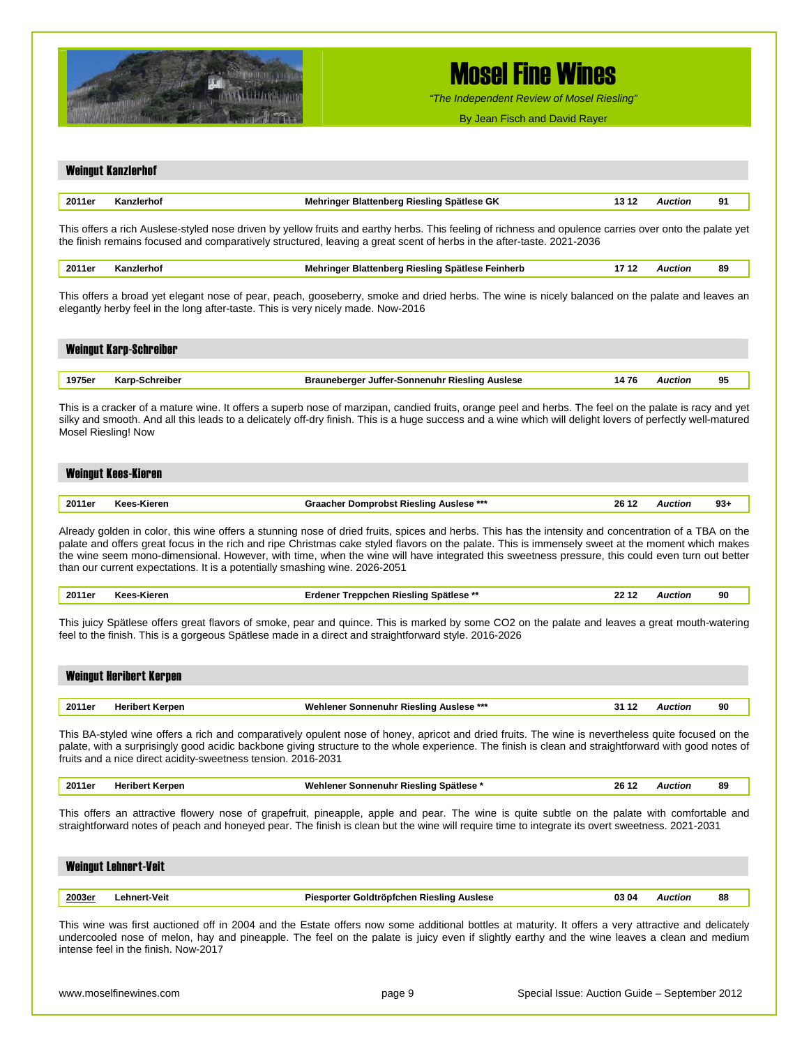## Weingut Kanzlerhof

| 2011er | Kanzlerhof | Mehringer Blattenberg Riesling Spätlese GK | 13 12 | *Auction* | 91 |
|---|---|---|---|---|---|

This offers a rich Auslese-styled nose driven by yellow fruits and earthy herbs. This feeling of richness and opulence carries over onto the palate yet the finish remains focused and comparatively structured, leaving a great scent of herbs in the after-taste. 2021-2036

| 2011er | Kanzlerhof | Mehringer Blattenberg Riesling Spätlese Feinherb | 17 12 | *Auction* | 89 |
|---|---|---|---|---|---|

This offers a broad yet elegant nose of pear, peach, gooseberry, smoke and dried herbs. The wine is nicely balanced on the palate and leaves an elegantly herby feel in the long after-taste. This is very nicely made. Now-2016

## Weingut Karp-Schreiber

| 1975er | Karp-Schreiber | Brauneberger Juffer-Sonnenuhr Riesling Auslese | 14 76 | *Auction* | 95 |
|---|---|---|---|---|---|

This is a cracker of a mature wine. It offers a superb nose of marzipan, candied fruits, orange peel and herbs. The feel on the palate is racy and yet silky and smooth. And all this leads to a delicately off-dry finish. This is a huge success and a wine which will delight lovers of perfectly well-matured Mosel Riesling! Now

## Weingut Kees-Kieren

| 2011er | Kees-Kieren | Graacher Domprobst Riesling Auslese *** | 26 12 | *Auction* | 93+ |
|---|---|---|---|---|---|

Already golden in color, this wine offers a stunning nose of dried fruits, spices and herbs. This has the intensity and concentration of a TBA on the palate and offers great focus in the rich and ripe Christmas cake styled flavors on the palate. This is immensely sweet at the moment which makes the wine seem mono-dimensional. However, with time, when the wine will have integrated this sweetness pressure, this could even turn out better than our current expectations. It is a potentially smashing wine. 2026-2051

| 2011er | Kees-Kieren | Erdener Treppchen Riesling Spätlese ** | 22 12 | *Auction* | 90 |
|---|---|---|---|---|---|

This juicy Spätlese offers great flavors of smoke, pear and quince. This is marked by some $CO_2$ on the palate and leaves a great mouth-watering feel to the finish. This is a gorgeous Spätlese made in a direct and straightforward style. 2016-2026

## Weingut Heribert Kerpen

| 2011er | Heribert Kerpen | Wehlener Sonnenuhr Riesling Auslese *** | 31 12 | *Auction* | 90 |
|---|---|---|---|---|---|

This BA-styled wine offers a rich and comparatively opulent nose of honey, apricot and dried fruits. The wine is nevertheless quite focused on the palate, with a surprisingly good acidic backbone giving structure to the whole experience. The finish is clean and straightforward with good notes of fruits and a nice direct acidity-sweetness tension. 2016-2031

| 2011er | Heribert Kerpen | Wehlener Sonnenuhr Riesling Spätlese * | 26 12 | *Auction* | 89 |
|---|---|---|---|---|---|

This offers an attractive flowery nose of grapefruit, pineapple, apple and pear. The wine is quite subtle on the palate with comfortable and straightforward notes of peach and honeyed pear. The finish is clean but the wine will require time to integrate its overt sweetness. 2021-2031

## Weingut Lehnert-Veit

| 2003er | Lehnert-Veit | Piesporter Goldtröpfchen Riesling Auslese | 03 04 | *Auction* | 88 |
|---|---|---|---|---|---|

This wine was first auctioned off in 2004 and the Estate offers now some additional bottles at maturity. It offers a very attractive and delicately undercooled nose of melon, hay and pineapple. The feel on the palate is juicy even if slightly earthy and the wine leaves a clean and medium intense feel in the finish. Now-2017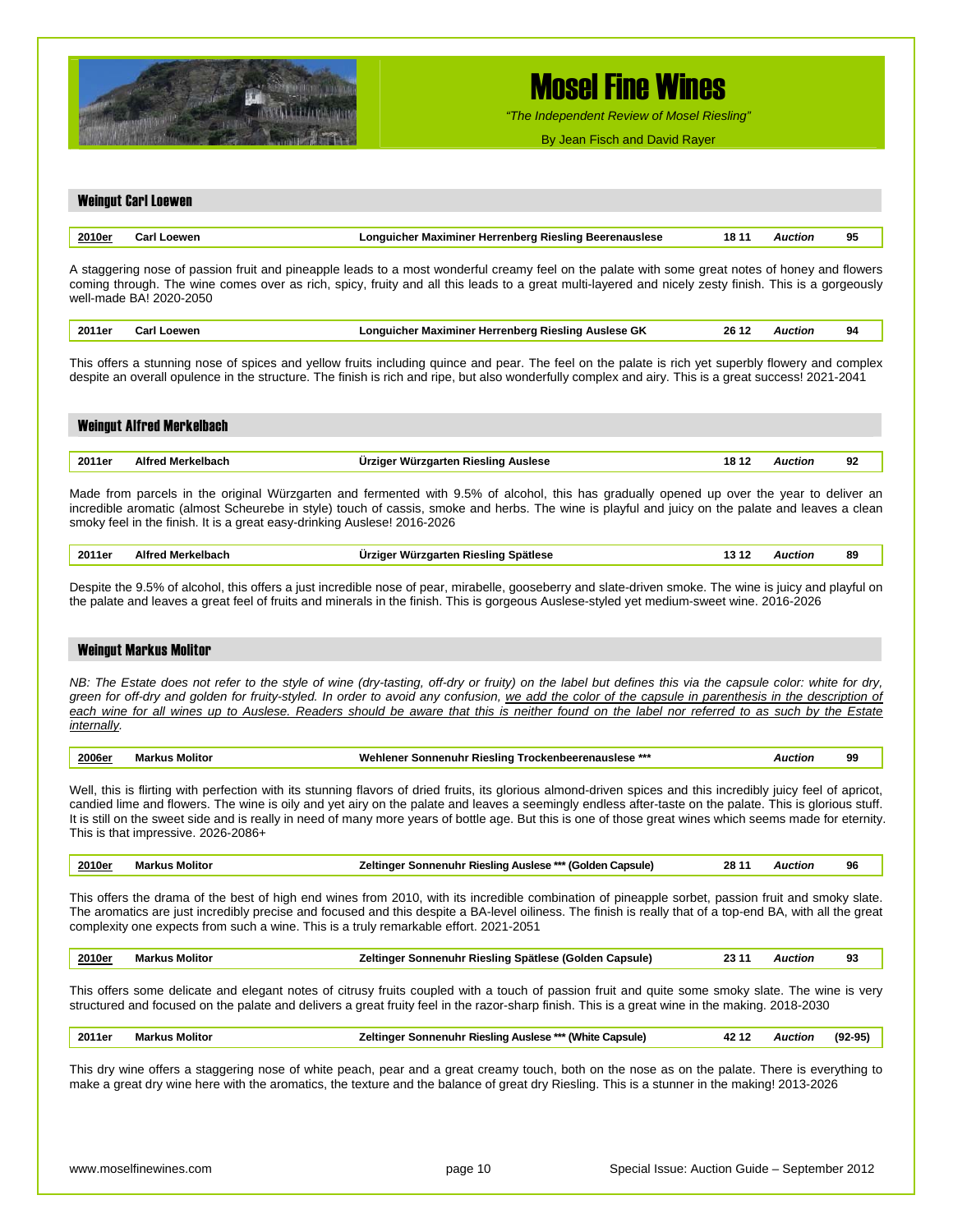## Weingut Carl Loewen

| **2010er** | **Carl Loewen** | **Longuicher Maximiner Herrenberg Riesling Beerenauslese** | **18 11** | ***Auction*** | **95** |
|---|---|---|---|---|---|

A staggering nose of passion fruit and pineapple leads to a most wonderful creamy feel on the palate with some great notes of honey and flowers coming through. The wine comes over as rich, spicy, fruity and all this leads to a great multi-layered and nicely zesty finish. This is a gorgeously well-made BA! 2020-2050

| **2011er** | **Carl Loewen** | **Longuicher Maximiner Herrenberg Riesling Auslese GK** | **26 12** | ***Auction*** | **94** |
|---|---|---|---|---|---|

This offers a stunning nose of spices and yellow fruits including quince and pear. The feel on the palate is rich yet superbly flowery and complex despite an overall opulence in the structure. The finish is rich and ripe, but also wonderfully complex and airy. This is a great success! 2021-2041

## Weingut Alfred Merkelbach

| **2011er** | **Alfred Merkelbach** | **Ürziger Würzgarten Riesling Auslese** | **18 12** | ***Auction*** | **92** |
|---|---|---|---|---|---|

Made from parcels in the original Würzgarten and fermented with 9.5% of alcohol, this has gradually opened up over the year to deliver an incredible aromatic (almost Scheurebe in style) touch of cassis, smoke and herbs. The wine is playful and juicy on the palate and leaves a clean smoky feel in the finish. It is a great easy-drinking Auslese! 2016-2026

| **2011er** | **Alfred Merkelbach** | **Ürziger Würzgarten Riesling Spätlese** | **13 12** | ***Auction*** | **89** |
|---|---|---|---|---|---|

Despite the 9.5% of alcohol, this offers a just incredible nose of pear, mirabelle, gooseberry and slate-driven smoke. The wine is juicy and playful on the palate and leaves a great feel of fruits and minerals in the finish. This is gorgeous Auslese-styled yet medium-sweet wine. 2016-2026

## Weingut Markus Molitor

*NB: The Estate does not refer to the style of wine (dry-tasting, off-dry or fruity) on the label but defines this via the capsule color: white for dry, green for off-dry and golden for fruity-styled. In order to avoid any confusion, <u>we add the color of the capsule in parenthesis in the description of each wine for all wines up to Auslese. Readers should be aware that this is neither found on the label nor referred to as such by the Estate internally</u>.*

| **2006er** | **Markus Molitor** | **Wehlener Sonnenuhr Riesling Trockenbeerenauslese \*\*\*** | | ***Auction*** | **99** |
|---|---|---|---|---|---|

Well, this is flirting with perfection with its stunning flavors of dried fruits, its glorious almond-driven spices and this incredibly juicy feel of apricot, candied lime and flowers. The wine is oily and yet airy on the palate and leaves a seemingly endless after-taste on the palate. This is glorious stuff. It is still on the sweet side and is really in need of many more years of bottle age. But this is one of those great wines which seems made for eternity. This is that impressive. 2026-2086+

| **2010er** | **Markus Molitor** | **Zeltinger Sonnenuhr Riesling Auslese \*\*\* (Golden Capsule)** | **28 11** | ***Auction*** | **96** |
|---|---|---|---|---|---|

This offers the drama of the best of high end wines from 2010, with its incredible combination of pineapple sorbet, passion fruit and smoky slate. The aromatics are just incredibly precise and focused and this despite a BA-level oiliness. The finish is really that of a top-end BA, with all the great complexity one expects from such a wine. This is a truly remarkable effort. 2021-2051

| **2010er** | **Markus Molitor** | **Zeltinger Sonnenuhr Riesling Spätlese (Golden Capsule)** | **23 11** | ***Auction*** | **93** |
|---|---|---|---|---|---|

This offers some delicate and elegant notes of citrusy fruits coupled with a touch of passion fruit and quite some smoky slate. The wine is very structured and focused on the palate and delivers a great fruity feel in the razor-sharp finish. This is a great wine in the making. 2018-2030

| **2011er** | **Markus Molitor** | **Zeltinger Sonnenuhr Riesling Auslese \*\*\* (White Capsule)** | **42 12** | ***Auction*** | **(92-95)** |
|---|---|---|---|---|---|

This dry wine offers a staggering nose of white peach, pear and a great creamy touch, both on the nose as on the palate. There is everything to make a great dry wine here with the aromatics, the texture and the balance of great dry Riesling. This is a stunner in the making! 2013-2026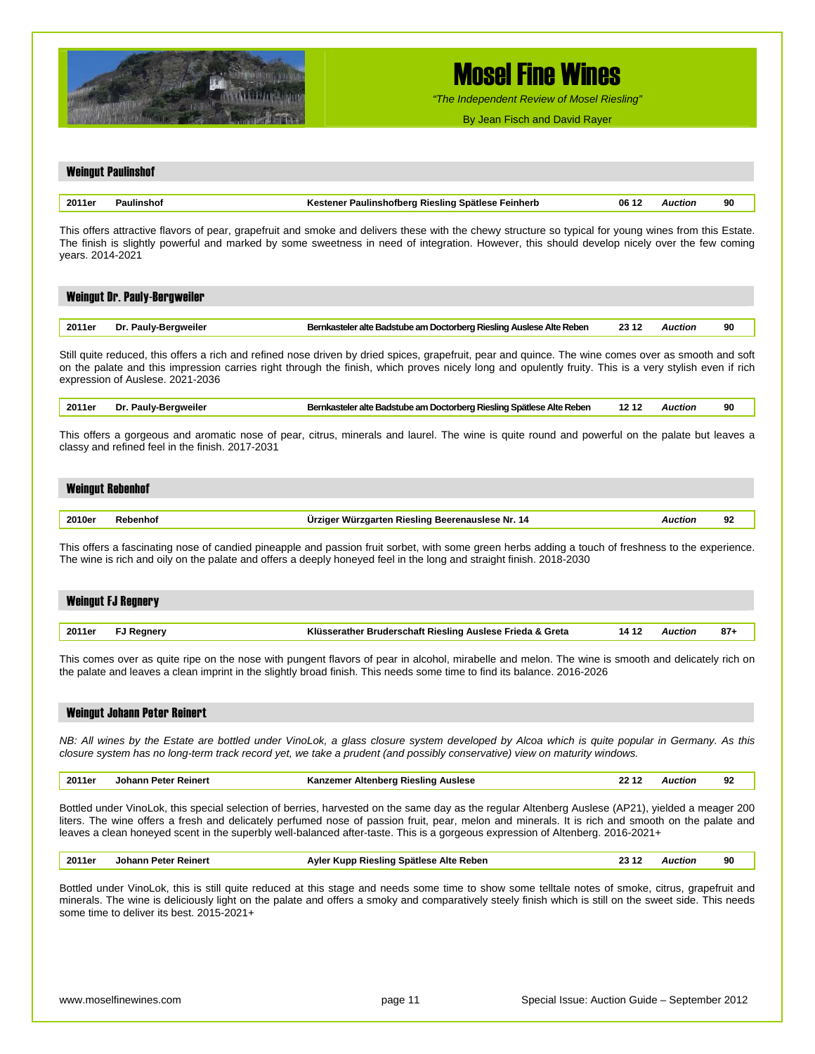## Weingut Paulinshof

| 2011er | Paulinshof | Kestener Paulinshofberg Riesling Spätlese Feinherb | 06 12 | *Auction* | 90 |
|---|---|---|---|---|---|

This offers attractive flavors of pear, grapefruit and smoke and delivers these with the chewy structure so typical for young wines from this Estate. The finish is slightly powerful and marked by some sweetness in need of integration. However, this should develop nicely over the few coming years. 2014-2021

## Weingut Dr. Pauly-Bergweiler

| 2011er | Dr. Pauly-Bergweiler | Bernkasteler alte Badstube am Doctorberg Riesling Auslese Alte Reben | 23 12 | *Auction* | 90 |
|---|---|---|---|---|---|

Still quite reduced, this offers a rich and refined nose driven by dried spices, grapefruit, pear and quince. The wine comes over as smooth and soft on the palate and this impression carries right through the finish, which proves nicely long and opulently fruity. This is a very stylish even if rich expression of Auslese. 2021-2036

| 2011er | Dr. Pauly-Bergweiler | Bernkasteler alte Badstube am Doctorberg Riesling Spätlese Alte Reben | 12 12 | *Auction* | 90 |
|---|---|---|---|---|---|

This offers a gorgeous and aromatic nose of pear, citrus, minerals and laurel. The wine is quite round and powerful on the palate but leaves a classy and refined feel in the finish. 2017-2031

## Weingut Rebenhof

| 2010er | Rebenhof | Ürziger Würzgarten Riesling Beerenauslese Nr. 14 | | *Auction* | 92 |
|---|---|---|---|---|---|

This offers a fascinating nose of candied pineapple and passion fruit sorbet, with some green herbs adding a touch of freshness to the experience. The wine is rich and oily on the palate and offers a deeply honeyed feel in the long and straight finish. 2018-2030

## Weingut FJ Regnery

| 2011er | FJ Regnery | Klüsserather Bruderschaft Riesling Auslese Frieda & Greta | 14 12 | *Auction* | 87+ |
|---|---|---|---|---|---|

This comes over as quite ripe on the nose with pungent flavors of pear in alcohol, mirabelle and melon. The wine is smooth and delicately rich on the palate and leaves a clean imprint in the slightly broad finish. This needs some time to find its balance. 2016-2026

## Weingut Johann Peter Reinert

*NB: All wines by the Estate are bottled under VinoLok, a glass closure system developed by Alcoa which is quite popular in Germany. As this closure system has no long-term track record yet, we take a prudent (and possibly conservative) view on maturity windows.*

| 2011er | Johann Peter Reinert | Kanzemer Altenberg Riesling Auslese | 22 12 | *Auction* | 92 |
|---|---|---|---|---|---|

Bottled under VinoLok, this special selection of berries, harvested on the same day as the regular Altenberg Auslese (AP21), yielded a meager 200 liters. The wine offers a fresh and delicately perfumed nose of passion fruit, pear, melon and minerals. It is rich and smooth on the palate and leaves a clean honeyed scent in the superbly well-balanced after-taste. This is a gorgeous expression of Altenberg. 2016-2021+

| 2011er | Johann Peter Reinert | Ayler Kupp Riesling Spätlese Alte Reben | 23 12 | *Auction* | 90 |
|---|---|---|---|---|---|

Bottled under VinoLok, this is still quite reduced at this stage and needs some time to show some telltale notes of smoke, citrus, grapefruit and minerals. The wine is deliciously light on the palate and offers a smoky and comparatively steely finish which is still on the sweet side. This needs some time to deliver its best. 2015-2021+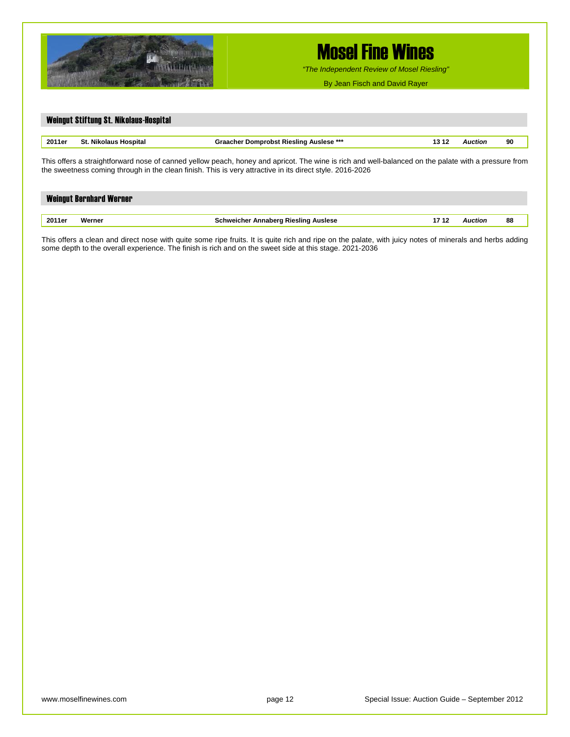## Weingut Stiftung St. Nikolaus-Hospital

| 2011er | St. Nikolaus Hospital | Graacher Domprobst Riesling Auslese *** | 13 12 | *Auction* | 90 |
|---|---|---|---|---|---|

This offers a straightforward nose of canned yellow peach, honey and apricot. The wine is rich and well-balanced on the palate with a pressure from the sweetness coming through in the clean finish. This is very attractive in its direct style. 2016-2026

## Weingut Bernhard Werner

| 2011er | Werner | Schweicher Annaberg Riesling Auslese | 17 12 | *Auction* | 88 |
|---|---|---|---|---|---|

This offers a clean and direct nose with quite some ripe fruits. It is quite rich and ripe on the palate, with juicy notes of minerals and herbs adding some depth to the overall experience. The finish is rich and on the sweet side at this stage. 2021-2036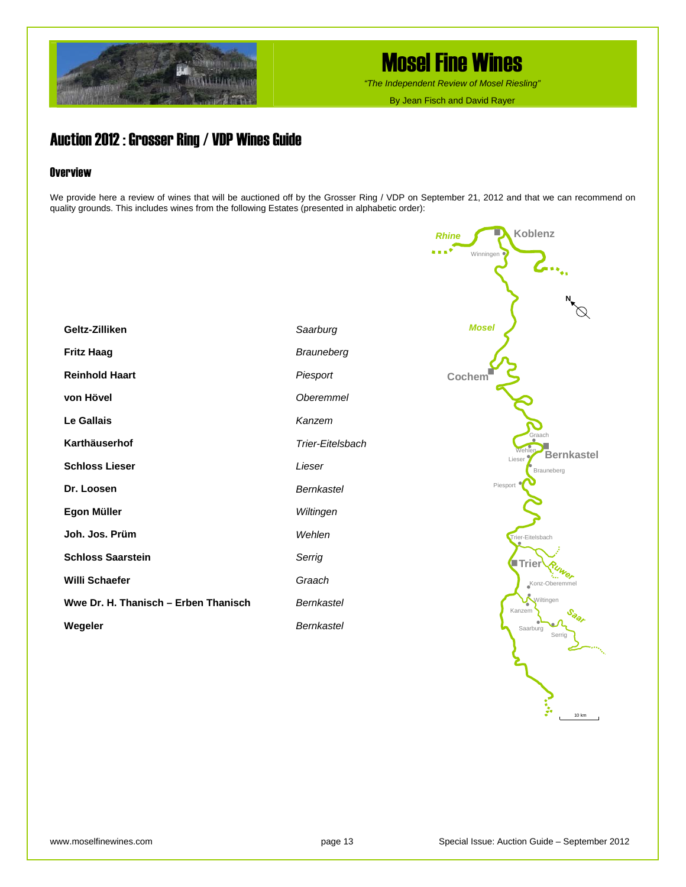# Auction 2012 : Grosser Ring / VDP Wines Guide

## Overview

We provide here a review of wines that will be auctioned off by the Grosser Ring / VDP on September 21, 2012 and that we can recommend on quality grounds. This includes wines from the following Estates (presented in alphabetic order):

| Estate | Location |
|---|---|
| **Geltz-Zilliken** | *Saarburg* |
| **Fritz Haag** | *Brauneberg* |
| **Reinhold Haart** | *Piesport* |
| **von Hövel** | *Oberemmel* |
| **Le Gallais** | *Kanzem* |
| **Karthäuserhof** | *Trier-Eitelsbach* |
| **Schloss Lieser** | *Lieser* |
| **Dr. Loosen** | *Bernkastel* |
| **Egon Müller** | *Wiltingen* |
| **Joh. Jos. Prüm** | *Wehlen* |
| **Schloss Saarstein** | *Serrig* |
| **Willi Schaefer** | *Graach* |
| **Wwe Dr. H. Thanisch – Erben Thanisch** | *Bernkastel* |
| **Wegeler** | *Bernkastel* |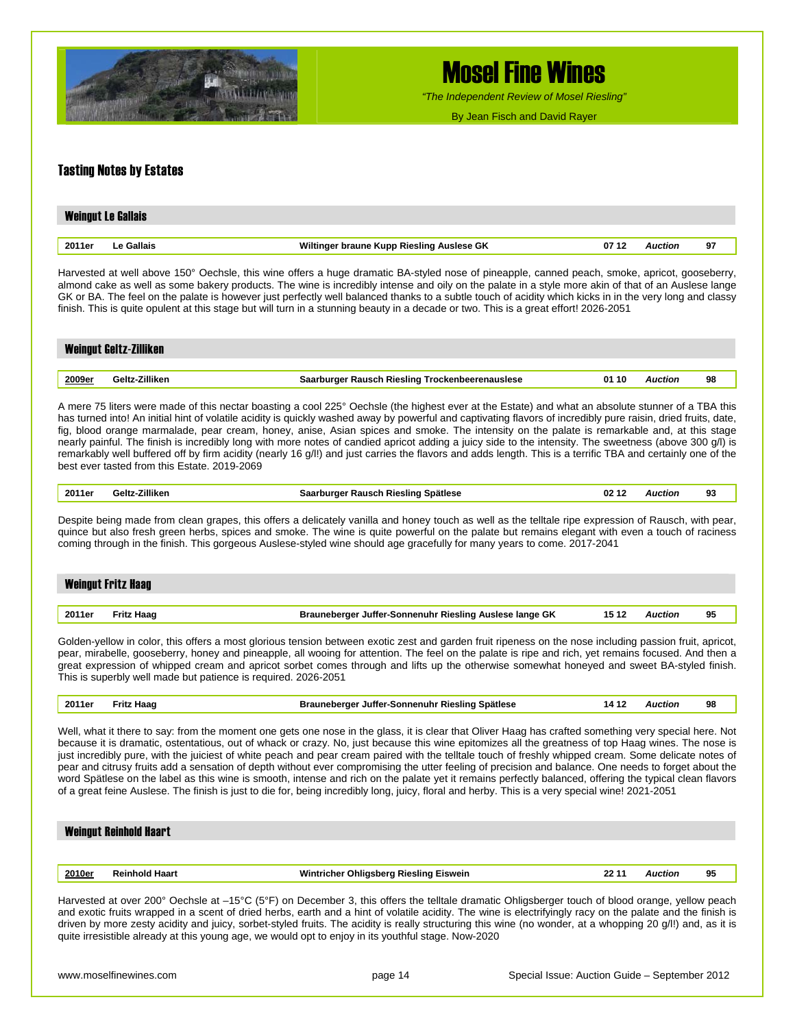## Tasting Notes by Estates

### Weingut Le Gallais

| 2011er | Le Gallais | Wiltinger braune Kupp Riesling Auslese GK | 07 12 | *Auction* | 97 |
|---|---|---|---|---|---|

Harvested at well above 150° Oechsle, this wine offers a huge dramatic BA-styled nose of pineapple, canned peach, smoke, apricot, gooseberry, almond cake as well as some bakery products. The wine is incredibly intense and oily on the palate in a style more akin of that of an Auslese lange GK or BA. The feel on the palate is however just perfectly well balanced thanks to a subtle touch of acidity which kicks in in the very long and classy finish. This is quite opulent at this stage but will turn in a stunning beauty in a decade or two. This is a great effort! 2026-2051

### Weingut Geltz-Zilliken

| 2009er | Geltz-Zilliken | Saarburger Rausch Riesling Trockenbeerenauslese | 01 10 | *Auction* | 98 |
|---|---|---|---|---|---|

A mere 75 liters were made of this nectar boasting a cool 225° Oechsle (the highest ever at the Estate) and what an absolute stunner of a TBA this has turned into! An initial hint of volatile acidity is quickly washed away by powerful and captivating flavors of incredibly pure raisin, dried fruits, date, fig, blood orange marmalade, pear cream, honey, anise, Asian spices and smoke. The intensity on the palate is remarkable and, at this stage nearly painful. The finish is incredibly long with more notes of candied apricot adding a juicy side to the intensity. The sweetness (above 300 g/l) is remarkably well buffered off by firm acidity (nearly 16 g/l!) and just carries the flavors and adds length. This is a terrific TBA and certainly one of the best ever tasted from this Estate. 2019-2069

| 2011er | Geltz-Zilliken | Saarburger Rausch Riesling Spätlese | 02 12 | *Auction* | 93 |
|---|---|---|---|---|---|

Despite being made from clean grapes, this offers a delicately vanilla and honey touch as well as the telltale ripe expression of Rausch, with pear, quince but also fresh green herbs, spices and smoke. The wine is quite powerful on the palate but remains elegant with even a touch of raciness coming through in the finish. This gorgeous Auslese-styled wine should age gracefully for many years to come. 2017-2041

### Weingut Fritz Haag

| 2011er | Fritz Haag | Brauneberger Juffer-Sonnenuhr Riesling Auslese lange GK | 15 12 | *Auction* | 95 |
|---|---|---|---|---|---|

Golden-yellow in color, this offers a most glorious tension between exotic zest and garden fruit ripeness on the nose including passion fruit, apricot, pear, mirabelle, gooseberry, honey and pineapple, all wooing for attention. The feel on the palate is ripe and rich, yet remains focused. And then a great expression of whipped cream and apricot sorbet comes through and lifts up the otherwise somewhat honeyed and sweet BA-styled finish. This is superbly well made but patience is required. 2026-2051

| 2011er | Fritz Haag | Brauneberger Juffer-Sonnenuhr Riesling Spätlese | 14 12 | *Auction* | 98 |
|---|---|---|---|---|---|

Well, what it there to say: from the moment one gets one nose in the glass, it is clear that Oliver Haag has crafted something very special here. Not because it is dramatic, ostentatious, out of whack or crazy. No, just because this wine epitomizes all the greatness of top Haag wines. The nose is just incredibly pure, with the juiciest of white peach and pear cream paired with the telltale touch of freshly whipped cream. Some delicate notes of pear and citrusy fruits add a sensation of depth without ever compromising the utter feeling of precision and balance. One needs to forget about the word Spätlese on the label as this wine is smooth, intense and rich on the palate yet it remains perfectly balanced, offering the typical clean flavors of a great feine Auslese. The finish is just to die for, being incredibly long, juicy, floral and herby. This is a very special wine! 2021-2051

### Weingut Reinhold Haart

| 2010er | Reinhold Haart | Wintricher Ohligsberg Riesling Eiswein | 22 11 | *Auction* | 95 |
|---|---|---|---|---|---|

Harvested at over 200° Oechsle at –15°C (5°F) on December 3, this offers the telltale dramatic Ohligsberger touch of blood orange, yellow peach and exotic fruits wrapped in a scent of dried herbs, earth and a hint of volatile acidity. The wine is electrifyingly racy on the palate and the finish is driven by more zesty acidity and juicy, sorbet-styled fruits. The acidity is really structuring this wine (no wonder, at a whopping 20 g/l!) and, as it is quite irresistible already at this young age, we would opt to enjoy in its youthful stage. Now-2020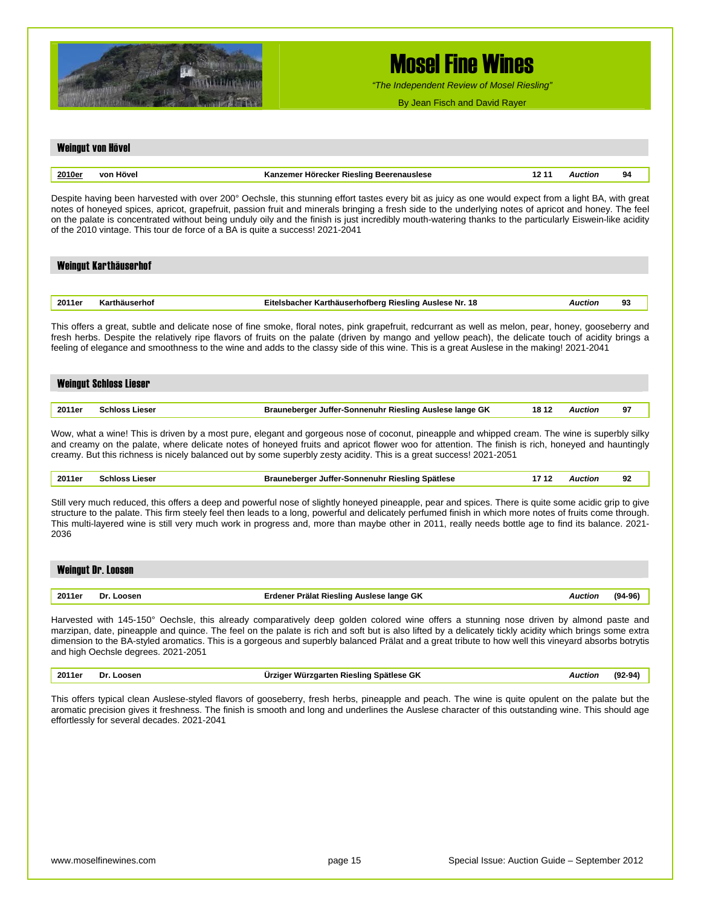## Weingut von Hövel

| 2010er | von Hövel | Kanzemer Hörecker Riesling Beerenauslese | 12 11 | Auction | 94 |
|---|---|---|---|---|---|

Despite having been harvested with over 200° Oechsle, this stunning effort tastes every bit as juicy as one would expect from a light BA, with great notes of honeyed spices, apricot, grapefruit, passion fruit and minerals bringing a fresh side to the underlying notes of apricot and honey. The feel on the palate is concentrated without being unduly oily and the finish is just incredibly mouth-watering thanks to the particularly Eiswein-like acidity of the 2010 vintage. This tour de force of a BA is quite a success! 2021-2041

## Weingut Karthäuserhof

| 2011er | Karthäuserhof | Eitelsbacher Karthäuserhofberg Riesling Auslese Nr. 18 | | Auction | 93 |
|---|---|---|---|---|---|

This offers a great, subtle and delicate nose of fine smoke, floral notes, pink grapefruit, redcurrant as well as melon, pear, honey, gooseberry and fresh herbs. Despite the relatively ripe flavors of fruits on the palate (driven by mango and yellow peach), the delicate touch of acidity brings a feeling of elegance and smoothness to the wine and adds to the classy side of this wine. This is a great Auslese in the making! 2021-2041

## Weingut Schloss Lieser

| 2011er | Schloss Lieser | Brauneberger Juffer-Sonnenuhr Riesling Auslese lange GK | 18 12 | Auction | 97 |
|---|---|---|---|---|---|

Wow, what a wine! This is driven by a most pure, elegant and gorgeous nose of coconut, pineapple and whipped cream. The wine is superbly silky and creamy on the palate, where delicate notes of honeyed fruits and apricot flower woo for attention. The finish is rich, honeyed and hauntingly creamy. But this richness is nicely balanced out by some superbly zesty acidity. This is a great success! 2021-2051

| 2011er | Schloss Lieser | Brauneberger Juffer-Sonnenuhr Riesling Spätlese | 17 12 | Auction | 92 |
|---|---|---|---|---|---|

Still very much reduced, this offers a deep and powerful nose of slightly honeyed pineapple, pear and spices. There is quite some acidic grip to give structure to the palate. This firm steely feel then leads to a long, powerful and delicately perfumed finish in which more notes of fruits come through. This multi-layered wine is still very much work in progress and, more than maybe other in 2011, really needs bottle age to find its balance. 2021-2036

## Weingut Dr. Loosen

| 2011er | Dr. Loosen | Erdener Prälat Riesling Auslese lange GK | | Auction | (94-96) |
|---|---|---|---|---|---|

Harvested with 145-150° Oechsle, this already comparatively deep golden colored wine offers a stunning nose driven by almond paste and marzipan, date, pineapple and quince. The feel on the palate is rich and soft but is also lifted by a delicately tickly acidity which brings some extra dimension to the BA-styled aromatics. This is a gorgeous and superbly balanced Prälat and a great tribute to how well this vineyard absorbs botrytis and high Oechsle degrees. 2021-2051

| 2011er | Dr. Loosen | Ürziger Würzgarten Riesling Spätlese GK | | Auction | (92-94) |
|---|---|---|---|---|---|

This offers typical clean Auslese-styled flavors of gooseberry, fresh herbs, pineapple and peach. The wine is quite opulent on the palate but the aromatic precision gives it freshness. The finish is smooth and long and underlines the Auslese character of this outstanding wine. This should age effortlessly for several decades. 2021-2041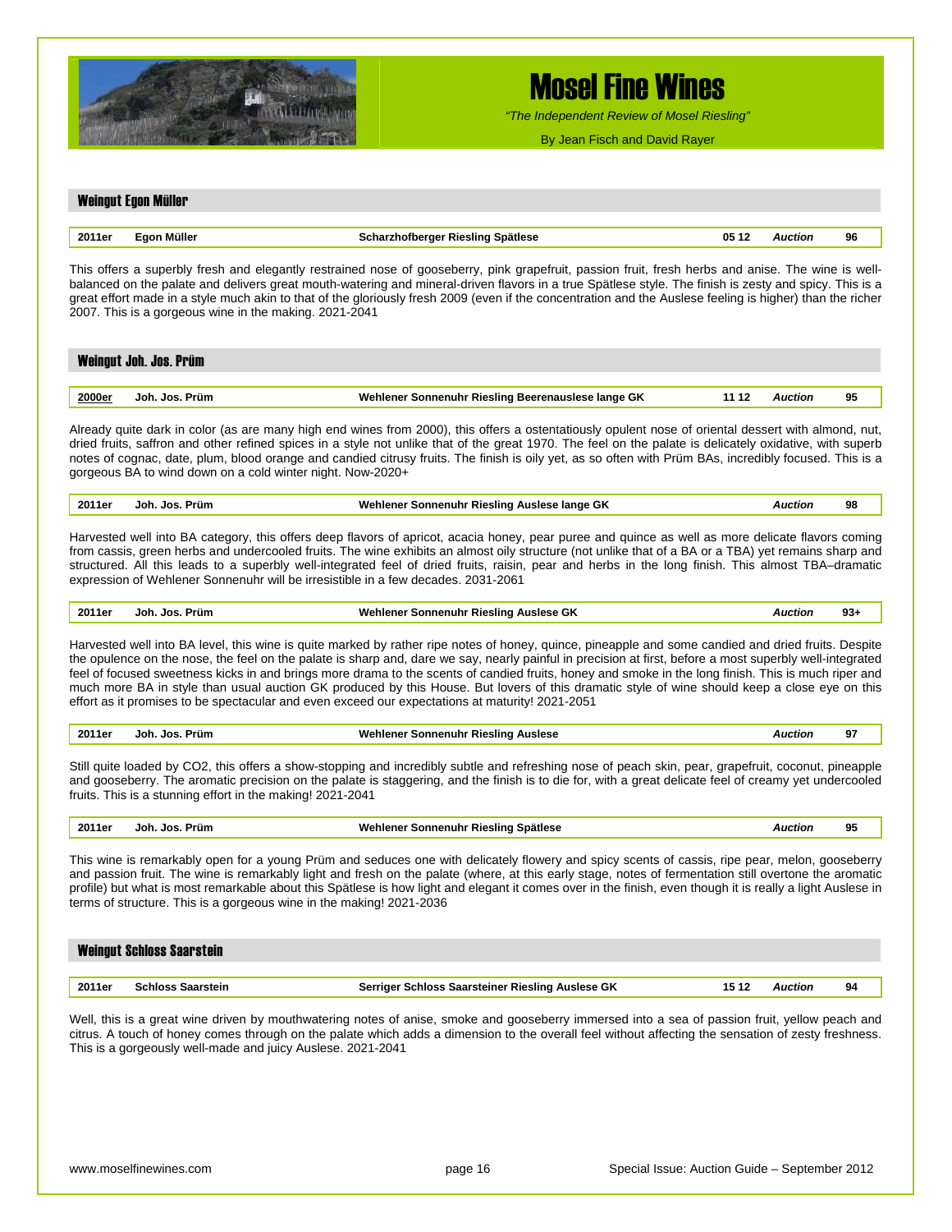## Weingut Egon Müller

| 2011er | Egon Müller | Scharzhofberger Riesling Spätlese | 05 12 | *Auction* | 96 |
|---|---|---|---|---|---|

This offers a superbly fresh and elegantly restrained nose of gooseberry, pink grapefruit, passion fruit, fresh herbs and anise. The wine is well-balanced on the palate and delivers great mouth-watering and mineral-driven flavors in a true Spätlese style. The finish is zesty and spicy. This is a great effort made in a style much akin to that of the gloriously fresh 2009 (even if the concentration and the Auslese feeling is higher) than the richer 2007. This is a gorgeous wine in the making. 2021-2041

## Weingut Joh. Jos. Prüm

| 2000er | Joh. Jos. Prüm | Wehlener Sonnenuhr Riesling Beerenauslese lange GK | 11 12 | *Auction* | 95 |
|---|---|---|---|---|---|

Already quite dark in color (as are many high end wines from 2000), this offers a ostentatiously opulent nose of oriental dessert with almond, nut, dried fruits, saffron and other refined spices in a style not unlike that of the great 1970. The feel on the palate is delicately oxidative, with superb notes of cognac, date, plum, blood orange and candied citrusy fruits. The finish is oily yet, as so often with Prüm BAs, incredibly focused. This is a gorgeous BA to wind down on a cold winter night. Now-2020+

| 2011er | Joh. Jos. Prüm | Wehlener Sonnenuhr Riesling Auslese lange GK | | *Auction* | 98 |
|---|---|---|---|---|---|

Harvested well into BA category, this offers deep flavors of apricot, acacia honey, pear puree and quince as well as more delicate flavors coming from cassis, green herbs and undercooled fruits. The wine exhibits an almost oily structure (not unlike that of a BA or a TBA) yet remains sharp and structured. All this leads to a superbly well-integrated feel of dried fruits, raisin, pear and herbs in the long finish. This almost TBA–dramatic expression of Wehlener Sonnenuhr will be irresistible in a few decades. 2031-2061

| 2011er | Joh. Jos. Prüm | Wehlener Sonnenuhr Riesling Auslese GK | | *Auction* | 93+ |
|---|---|---|---|---|---|

Harvested well into BA level, this wine is quite marked by rather ripe notes of honey, quince, pineapple and some candied and dried fruits. Despite the opulence on the nose, the feel on the palate is sharp and, dare we say, nearly painful in precision at first, before a most superbly well-integrated feel of focused sweetness kicks in and brings more drama to the scents of candied fruits, honey and smoke in the long finish. This is much riper and much more BA in style than usual auction GK produced by this House. But lovers of this dramatic style of wine should keep a close eye on this effort as it promises to be spectacular and even exceed our expectations at maturity! 2021-2051

| 2011er | Joh. Jos. Prüm | Wehlener Sonnenuhr Riesling Auslese | | *Auction* | 97 |
|---|---|---|---|---|---|

Still quite loaded by $CO_2$, this offers a show-stopping and incredibly subtle and refreshing nose of peach skin, pear, grapefruit, coconut, pineapple and gooseberry. The aromatic precision on the palate is staggering, and the finish is to die for, with a great delicate feel of creamy yet undercooled fruits. This is a stunning effort in the making! 2021-2041

| 2011er | Joh. Jos. Prüm | Wehlener Sonnenuhr Riesling Spätlese | | *Auction* | 95 |
|---|---|---|---|---|---|

This wine is remarkably open for a young Prüm and seduces one with delicately flowery and spicy scents of cassis, ripe pear, melon, gooseberry and passion fruit. The wine is remarkably light and fresh on the palate (where, at this early stage, notes of fermentation still overtone the aromatic profile) but what is most remarkable about this Spätlese is how light and elegant it comes over in the finish, even though it is really a light Auslese in terms of structure. This is a gorgeous wine in the making! 2021-2036

## Weingut Schloss Saarstein

| 2011er | Schloss Saarstein | Serriger Schloss Saarsteiner Riesling Auslese GK | 15 12 | *Auction* | 94 |
|---|---|---|---|---|---|

Well, this is a great wine driven by mouthwatering notes of anise, smoke and gooseberry immersed into a sea of passion fruit, yellow peach and citrus. A touch of honey comes through on the palate which adds a dimension to the overall feel without affecting the sensation of zesty freshness. This is a gorgeously well-made and juicy Auslese. 2021-2041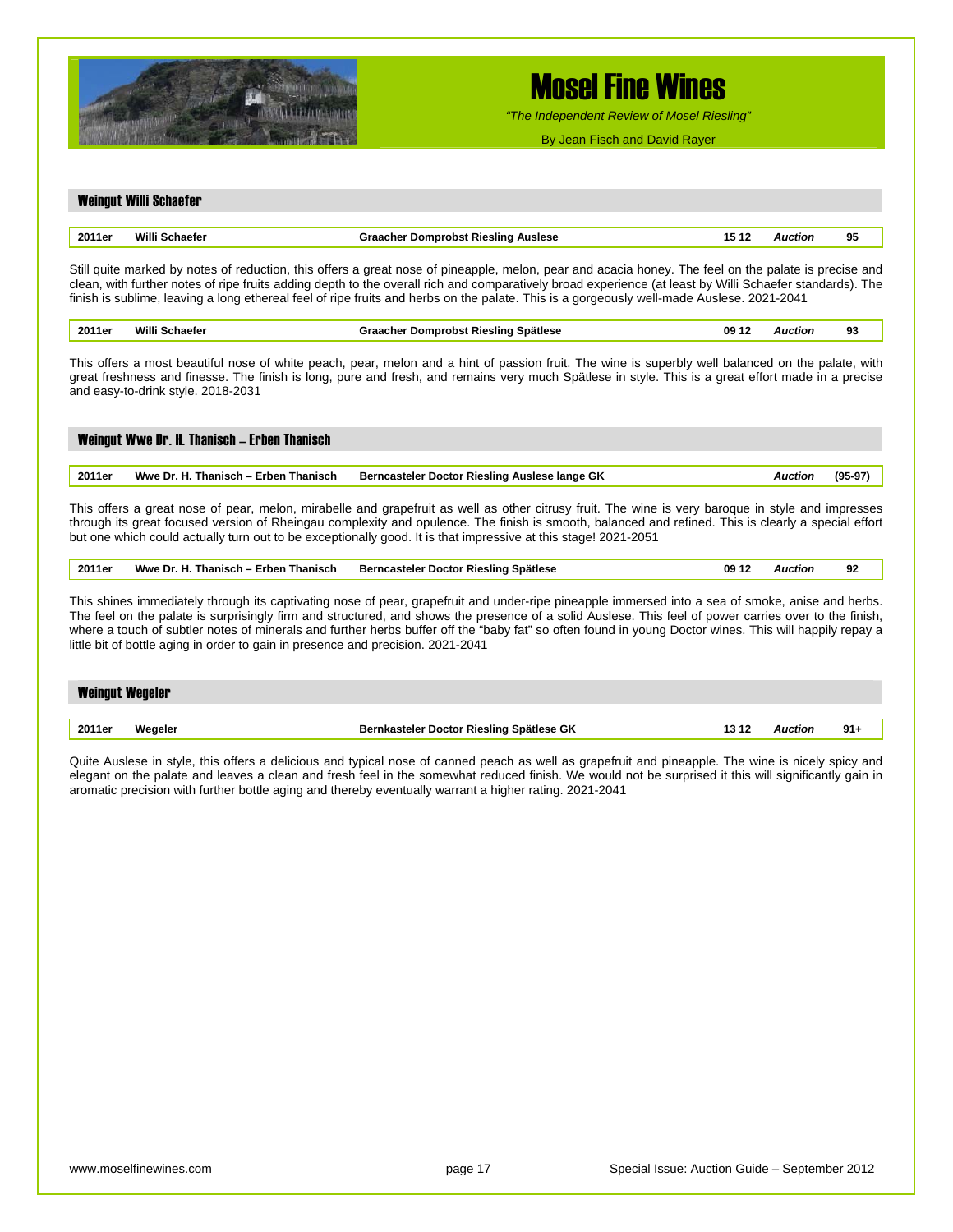## Weingut Willi Schaefer

| 2011er | Willi Schaefer | Graacher Domprobst Riesling Auslese | 15 12 | *Auction* | 95 |
|---|---|---|---|---|---|

Still quite marked by notes of reduction, this offers a great nose of pineapple, melon, pear and acacia honey. The feel on the palate is precise and clean, with further notes of ripe fruits adding depth to the overall rich and comparatively broad experience (at least by Willi Schaefer standards). The finish is sublime, leaving a long ethereal feel of ripe fruits and herbs on the palate. This is a gorgeously well-made Auslese. 2021-2041

| 2011er | Willi Schaefer | Graacher Domprobst Riesling Spätlese | 09 12 | *Auction* | 93 |
|---|---|---|---|---|---|

This offers a most beautiful nose of white peach, pear, melon and a hint of passion fruit. The wine is superbly well balanced on the palate, with great freshness and finesse. The finish is long, pure and fresh, and remains very much Spätlese in style. This is a great effort made in a precise and easy-to-drink style. 2018-2031

## Weingut Wwe Dr. H. Thanisch – Erben Thanisch

| 2011er | Wwe Dr. H. Thanisch – Erben Thanisch | Berncasteler Doctor Riesling Auslese lange GK | | *Auction* | (95-97) |
|---|---|---|---|---|---|

This offers a great nose of pear, melon, mirabelle and grapefruit as well as other citrusy fruit. The wine is very baroque in style and impresses through its great focused version of Rheingau complexity and opulence. The finish is smooth, balanced and refined. This is clearly a special effort but one which could actually turn out to be exceptionally good. It is that impressive at this stage! 2021-2051

| 2011er | Wwe Dr. H. Thanisch – Erben Thanisch | Berncasteler Doctor Riesling Spätlese | 09 12 | *Auction* | 92 |
|---|---|---|---|---|---|

This shines immediately through its captivating nose of pear, grapefruit and under-ripe pineapple immersed into a sea of smoke, anise and herbs. The feel on the palate is surprisingly firm and structured, and shows the presence of a solid Auslese. This feel of power carries over to the finish, where a touch of subtler notes of minerals and further herbs buffer off the "baby fat" so often found in young Doctor wines. This will happily repay a little bit of bottle aging in order to gain in presence and precision. 2021-2041

## Weingut Wegeler

| 2011er | Wegeler | Bernkasteler Doctor Riesling Spätlese GK | 13 12 | *Auction* | 91+ |
|---|---|---|---|---|---|

Quite Auslese in style, this offers a delicious and typical nose of canned peach as well as grapefruit and pineapple. The wine is nicely spicy and elegant on the palate and leaves a clean and fresh feel in the somewhat reduced finish. We would not be surprised it this will significantly gain in aromatic precision with further bottle aging and thereby eventually warrant a higher rating. 2021-2041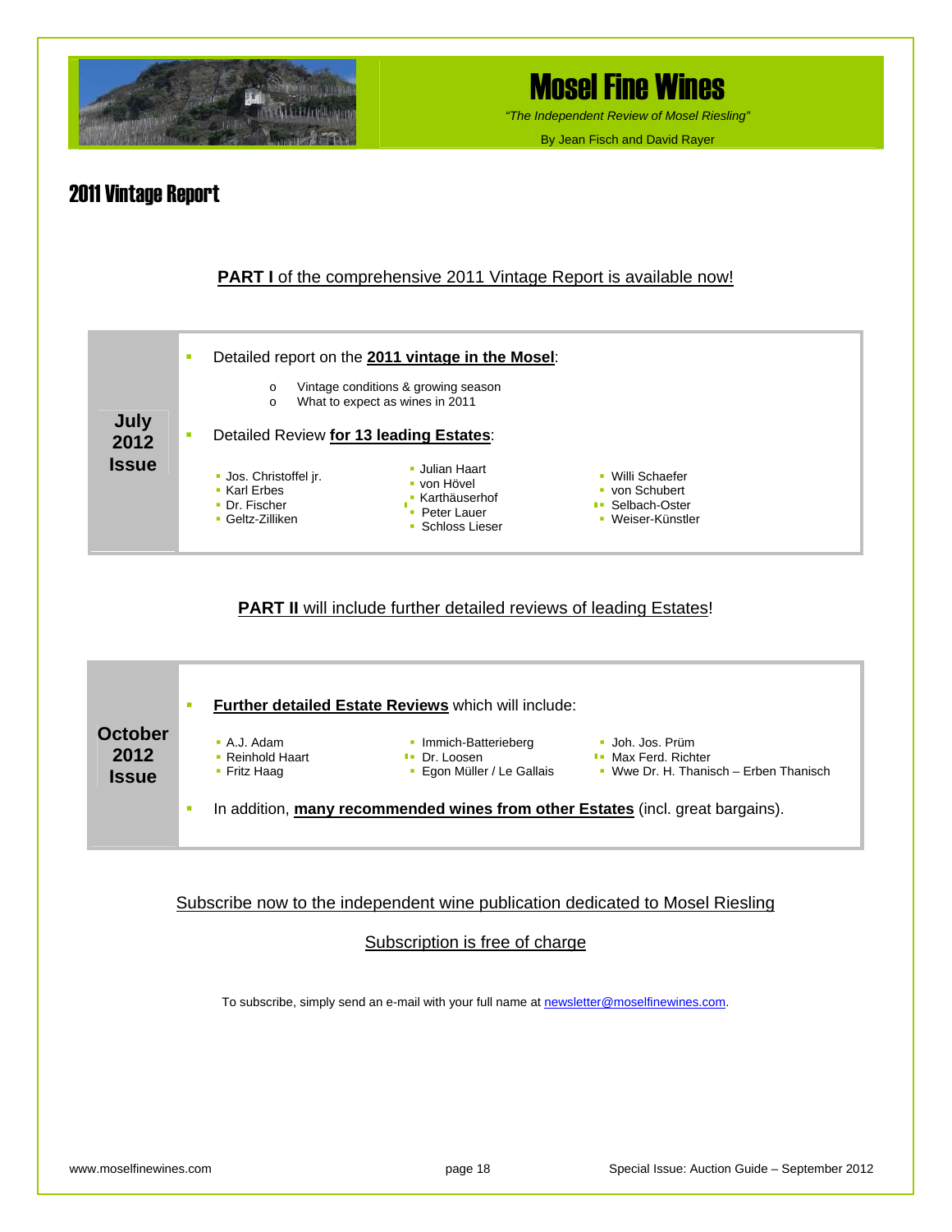# Mosel Fine Wines

*"The Independent Review of Mosel Riesling"*

By Jean Fisch and David Rayer

## 2011 Vintage Report

**PART I** of the comprehensive 2011 Vintage Report is available now!

**July 2012 Issue**

- Detailed report on the **2011 vintage in the Mosel**:
  - Vintage conditions & growing season
  - What to expect as wines in 2011
- Detailed Review **for 13 leading Estates**:
  - Jos. Christoffel jr.
  - Karl Erbes
  - Dr. Fischer
  - Geltz-Zilliken
  - Julian Haart
  - von Hövel
  - Karthäuserhof
  - Peter Lauer
  - Schloss Lieser
  - Willi Schaefer
  - von Schubert
  - Selbach-Oster
  - Weiser-Künstler

**PART II** will include further detailed reviews of leading Estates!

**October 2012 Issue**

- **Further detailed Estate Reviews** which will include:
  - A.J. Adam
  - Reinhold Haart
  - Fritz Haag
  - Immich-Batterieberg
  - Dr. Loosen
  - Egon Müller / Le Gallais
  - Joh. Jos. Prüm
  - Max Ferd. Richter
  - Wwe Dr. H. Thanisch – Erben Thanisch
- In addition, **many recommended wines from other Estates** (incl. great bargains).

Subscribe now to the independent wine publication dedicated to Mosel Riesling

Subscription is free of charge

To subscribe, simply send an e-mail with your full name at newsletter@moselfinewines.com.